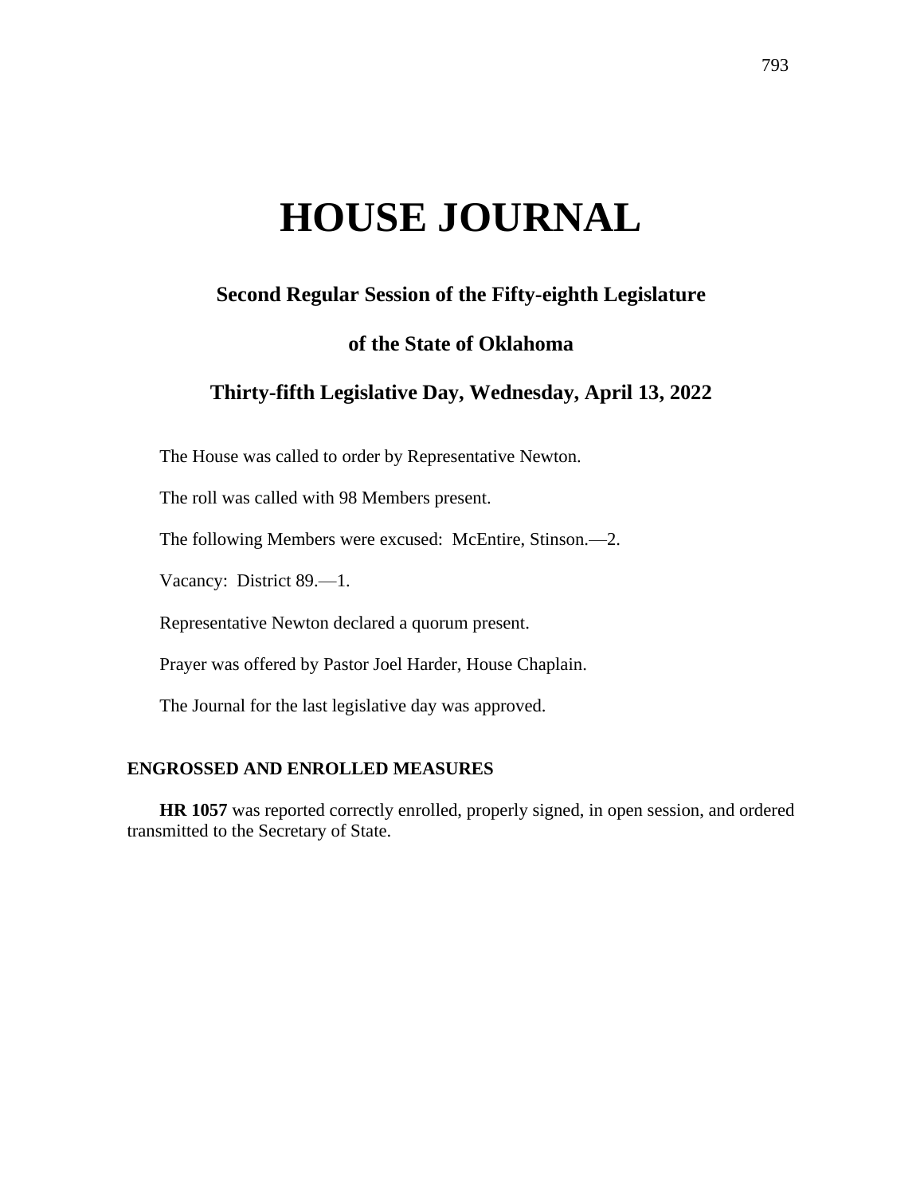# HOUSE JOURNAL

## Second Regular Session of the Fifty-eighth Legislature

## of the State of Oklahoma

## Thirty-fifth Legislative Day, Wednesday, April 13, 2022

The House was called to order by Representative Newton.

The roll was called with 98 Members present.

The following Members were excused: McEntire, Stinson.—2.

Vacancy: District 89.—1.

Representative Newton declared a quorum present.

Prayer was offered by Pastor Joel Harder, House Chaplain.

The Journal for the last legislative day was approved.

### ENGROSSED AND ENROLLED MEASURES

**HR 1057** was reported correctly enrolled, properly signed, in open session, and ordered transmitted to the Secretary of State.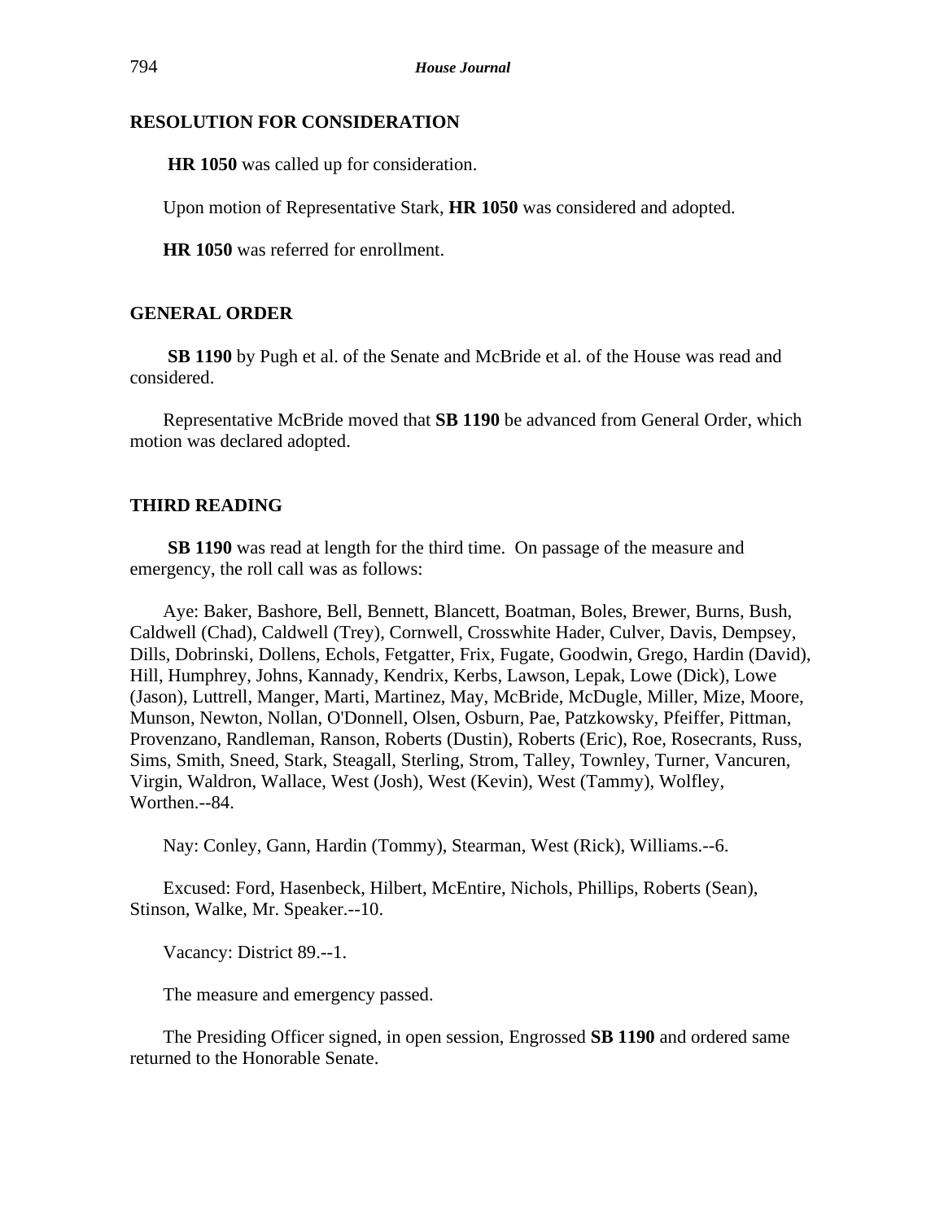## RESOLUTION FOR CONSIDERATION

**HR 1050** was called up for consideration.

Upon motion of Representative Stark, **HR 1050** was considered and adopted.

**HR 1050** was referred for enrollment.

## GENERAL ORDER

**SB 1190** by Pugh et al. of the Senate and McBride et al. of the House was read and considered.

Representative McBride moved that **SB 1190** be advanced from General Order, which motion was declared adopted.

## THIRD READING

**SB 1190** was read at length for the third time. On passage of the measure and emergency, the roll call was as follows:

Aye: Baker, Bashore, Bell, Bennett, Blancett, Boatman, Boles, Brewer, Burns, Bush, Caldwell (Chad), Caldwell (Trey), Cornwell, Crosswhite Hader, Culver, Davis, Dempsey, Dills, Dobrinski, Dollens, Echols, Fetgatter, Frix, Fugate, Goodwin, Grego, Hardin (David), Hill, Humphrey, Johns, Kannady, Kendrix, Kerbs, Lawson, Lepak, Lowe (Dick), Lowe (Jason), Luttrell, Manger, Marti, Martinez, May, McBride, McDugle, Miller, Mize, Moore, Munson, Newton, Nollan, O'Donnell, Olsen, Osburn, Pae, Patzkowsky, Pfeiffer, Pittman, Provenzano, Randleman, Ranson, Roberts (Dustin), Roberts (Eric), Roe, Rosecrants, Russ, Sims, Smith, Sneed, Stark, Steagall, Sterling, Strom, Talley, Townley, Turner, Vancuren, Virgin, Waldron, Wallace, West (Josh), West (Kevin), West (Tammy), Wolfley, Worthen.--84.

Nay: Conley, Gann, Hardin (Tommy), Stearman, West (Rick), Williams.--6.

Excused: Ford, Hasenbeck, Hilbert, McEntire, Nichols, Phillips, Roberts (Sean), Stinson, Walke, Mr. Speaker.--10.

Vacancy: District 89.--1.

The measure and emergency passed.

The Presiding Officer signed, in open session, Engrossed **SB 1190** and ordered same returned to the Honorable Senate.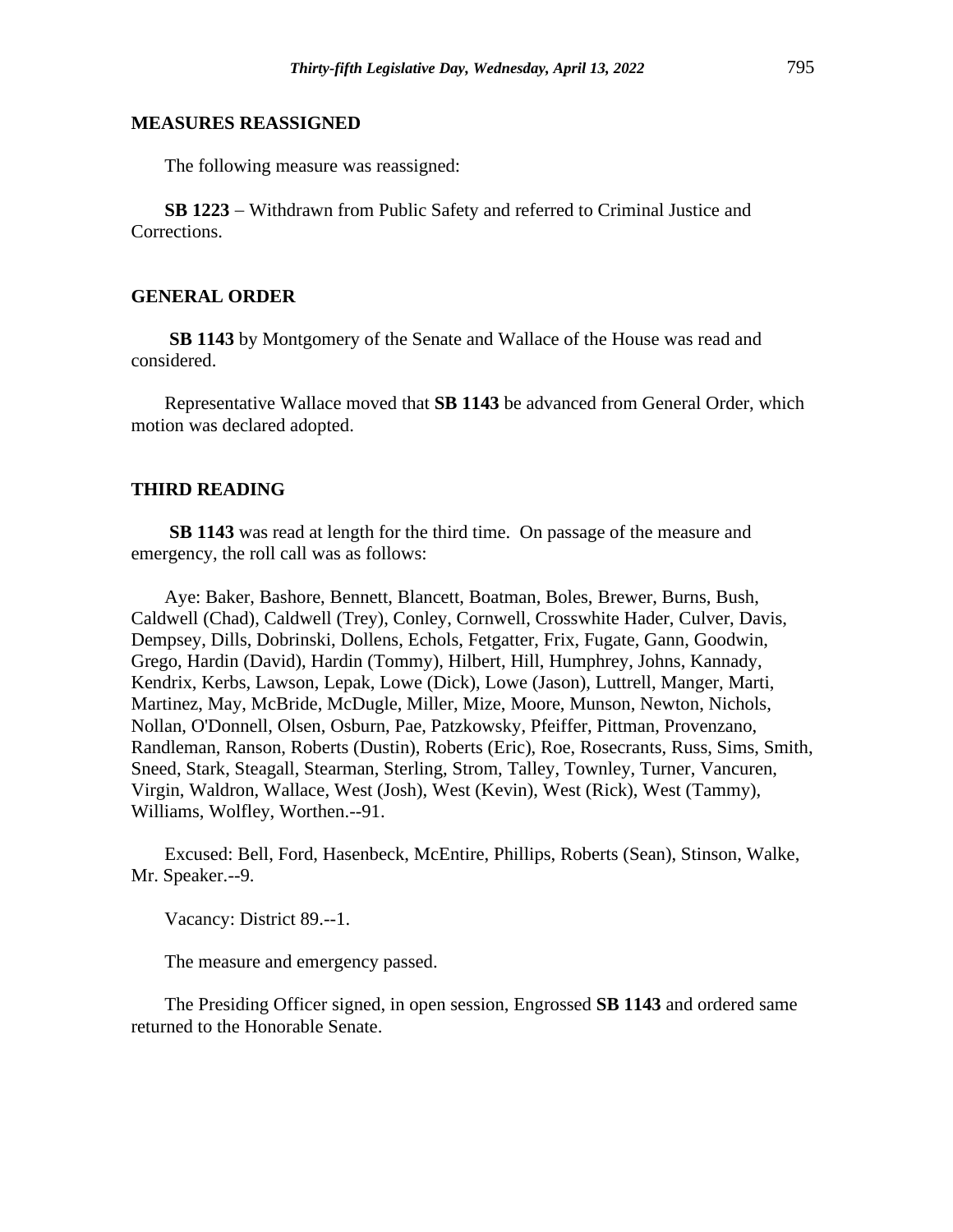**MEASURES REASSIGNED**

The following measure was reassigned:

**SB 1223** – Withdrawn from Public Safety and referred to Criminal Justice and Corrections.

**GENERAL ORDER**

**SB 1143** by Montgomery of the Senate and Wallace of the House was read and considered.

Representative Wallace moved that **SB 1143** be advanced from General Order, which motion was declared adopted.

**THIRD READING**

**SB 1143** was read at length for the third time. On passage of the measure and emergency, the roll call was as follows:

Aye: Baker, Bashore, Bennett, Blancett, Boatman, Boles, Brewer, Burns, Bush, Caldwell (Chad), Caldwell (Trey), Conley, Cornwell, Crosswhite Hader, Culver, Davis, Dempsey, Dills, Dobrinski, Dollens, Echols, Fetgatter, Frix, Fugate, Gann, Goodwin, Grego, Hardin (David), Hardin (Tommy), Hilbert, Hill, Humphrey, Johns, Kannady, Kendrix, Kerbs, Lawson, Lepak, Lowe (Dick), Lowe (Jason), Luttrell, Manger, Marti, Martinez, May, McBride, McDugle, Miller, Mize, Moore, Munson, Newton, Nichols, Nollan, O'Donnell, Olsen, Osburn, Pae, Patzkowsky, Pfeiffer, Pittman, Provenzano, Randleman, Ranson, Roberts (Dustin), Roberts (Eric), Roe, Rosecrants, Russ, Sims, Smith, Sneed, Stark, Steagall, Stearman, Sterling, Strom, Talley, Townley, Turner, Vancuren, Virgin, Waldron, Wallace, West (Josh), West (Kevin), West (Rick), West (Tammy), Williams, Wolfley, Worthen.--91.

Excused: Bell, Ford, Hasenbeck, McEntire, Phillips, Roberts (Sean), Stinson, Walke, Mr. Speaker.--9.

Vacancy: District 89.--1.

The measure and emergency passed.

The Presiding Officer signed, in open session, Engrossed **SB 1143** and ordered same returned to the Honorable Senate.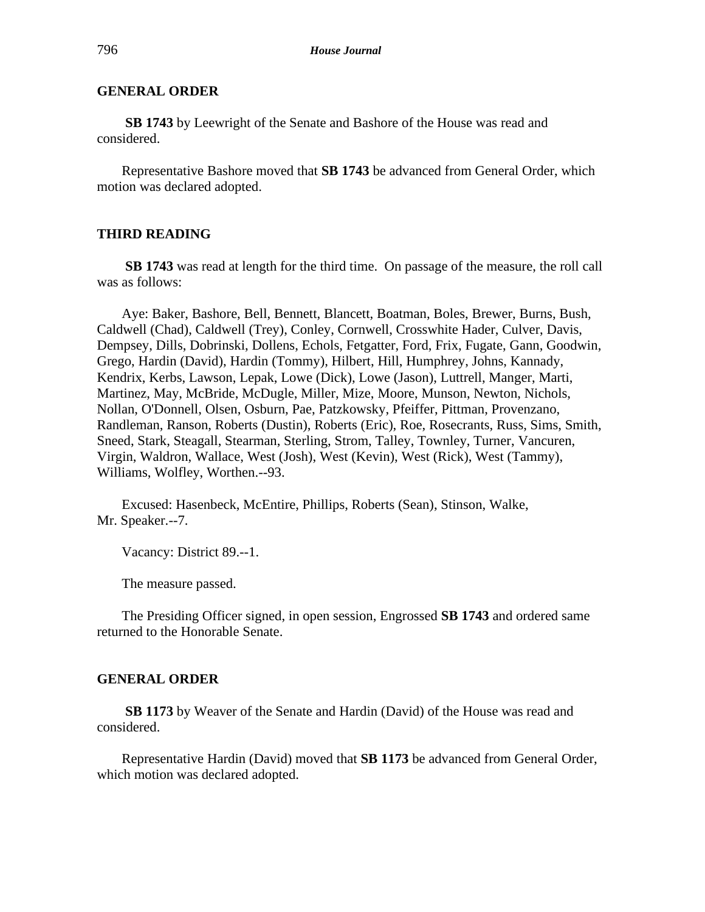## GENERAL ORDER

**SB 1743** by Leewright of the Senate and Bashore of the House was read and considered.

Representative Bashore moved that **SB 1743** be advanced from General Order, which motion was declared adopted.

## THIRD READING

**SB 1743** was read at length for the third time. On passage of the measure, the roll call was as follows:

Aye: Baker, Bashore, Bell, Bennett, Blancett, Boatman, Boles, Brewer, Burns, Bush, Caldwell (Chad), Caldwell (Trey), Conley, Cornwell, Crosswhite Hader, Culver, Davis, Dempsey, Dills, Dobrinski, Dollens, Echols, Fetgatter, Ford, Frix, Fugate, Gann, Goodwin, Grego, Hardin (David), Hardin (Tommy), Hilbert, Hill, Humphrey, Johns, Kannady, Kendrix, Kerbs, Lawson, Lepak, Lowe (Dick), Lowe (Jason), Luttrell, Manger, Marti, Martinez, May, McBride, McDugle, Miller, Mize, Moore, Munson, Newton, Nichols, Nollan, O'Donnell, Olsen, Osburn, Pae, Patzkowsky, Pfeiffer, Pittman, Provenzano, Randleman, Ranson, Roberts (Dustin), Roberts (Eric), Roe, Rosecrants, Russ, Sims, Smith, Sneed, Stark, Steagall, Stearman, Sterling, Strom, Talley, Townley, Turner, Vancuren, Virgin, Waldron, Wallace, West (Josh), West (Kevin), West (Rick), West (Tammy), Williams, Wolfley, Worthen.--93.

Excused: Hasenbeck, McEntire, Phillips, Roberts (Sean), Stinson, Walke, Mr. Speaker.--7.

Vacancy: District 89.--1.

The measure passed.

The Presiding Officer signed, in open session, Engrossed **SB 1743** and ordered same returned to the Honorable Senate.

## GENERAL ORDER

**SB 1173** by Weaver of the Senate and Hardin (David) of the House was read and considered.

Representative Hardin (David) moved that **SB 1173** be advanced from General Order, which motion was declared adopted.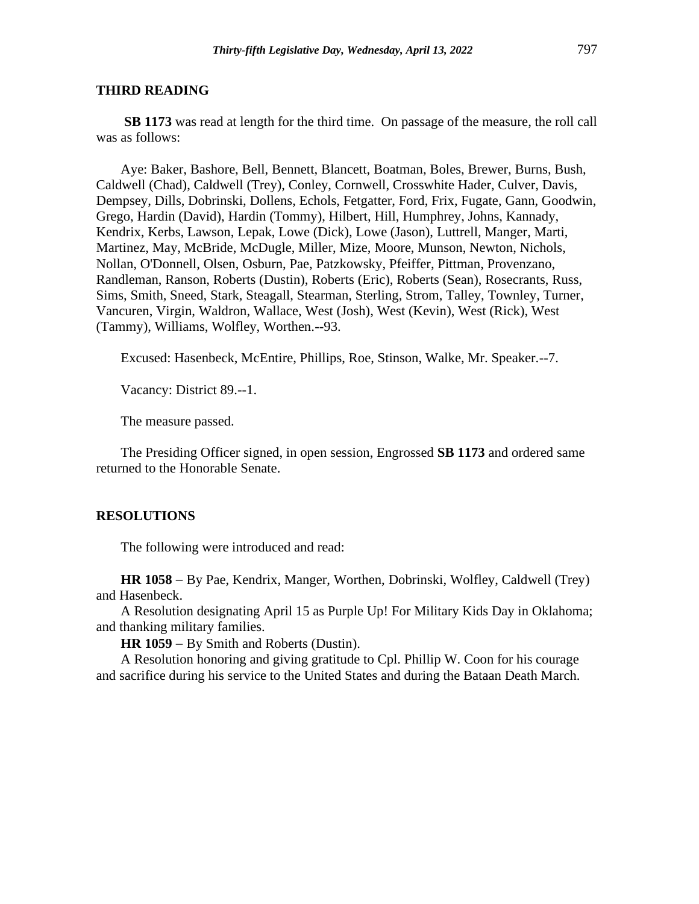## THIRD READING

**SB 1173** was read at length for the third time. On passage of the measure, the roll call was as follows:

Aye: Baker, Bashore, Bell, Bennett, Blancett, Boatman, Boles, Brewer, Burns, Bush, Caldwell (Chad), Caldwell (Trey), Conley, Cornwell, Crosswhite Hader, Culver, Davis, Dempsey, Dills, Dobrinski, Dollens, Echols, Fetgatter, Ford, Frix, Fugate, Gann, Goodwin, Grego, Hardin (David), Hardin (Tommy), Hilbert, Hill, Humphrey, Johns, Kannady, Kendrix, Kerbs, Lawson, Lepak, Lowe (Dick), Lowe (Jason), Luttrell, Manger, Marti, Martinez, May, McBride, McDugle, Miller, Mize, Moore, Munson, Newton, Nichols, Nollan, O'Donnell, Olsen, Osburn, Pae, Patzkowsky, Pfeiffer, Pittman, Provenzano, Randleman, Ranson, Roberts (Dustin), Roberts (Eric), Roberts (Sean), Rosecrants, Russ, Sims, Smith, Sneed, Stark, Steagall, Stearman, Sterling, Strom, Talley, Townley, Turner, Vancuren, Virgin, Waldron, Wallace, West (Josh), West (Kevin), West (Rick), West (Tammy), Williams, Wolfley, Worthen.--93.

Excused: Hasenbeck, McEntire, Phillips, Roe, Stinson, Walke, Mr. Speaker.--7.

Vacancy: District 89.--1.

The measure passed.

The Presiding Officer signed, in open session, Engrossed **SB 1173** and ordered same returned to the Honorable Senate.

## RESOLUTIONS

The following were introduced and read:

**HR 1058** − By Pae, Kendrix, Manger, Worthen, Dobrinski, Wolfley, Caldwell (Trey) and Hasenbeck.

A Resolution designating April 15 as Purple Up! For Military Kids Day in Oklahoma; and thanking military families.

**HR 1059** − By Smith and Roberts (Dustin).

A Resolution honoring and giving gratitude to Cpl. Phillip W. Coon for his courage and sacrifice during his service to the United States and during the Bataan Death March.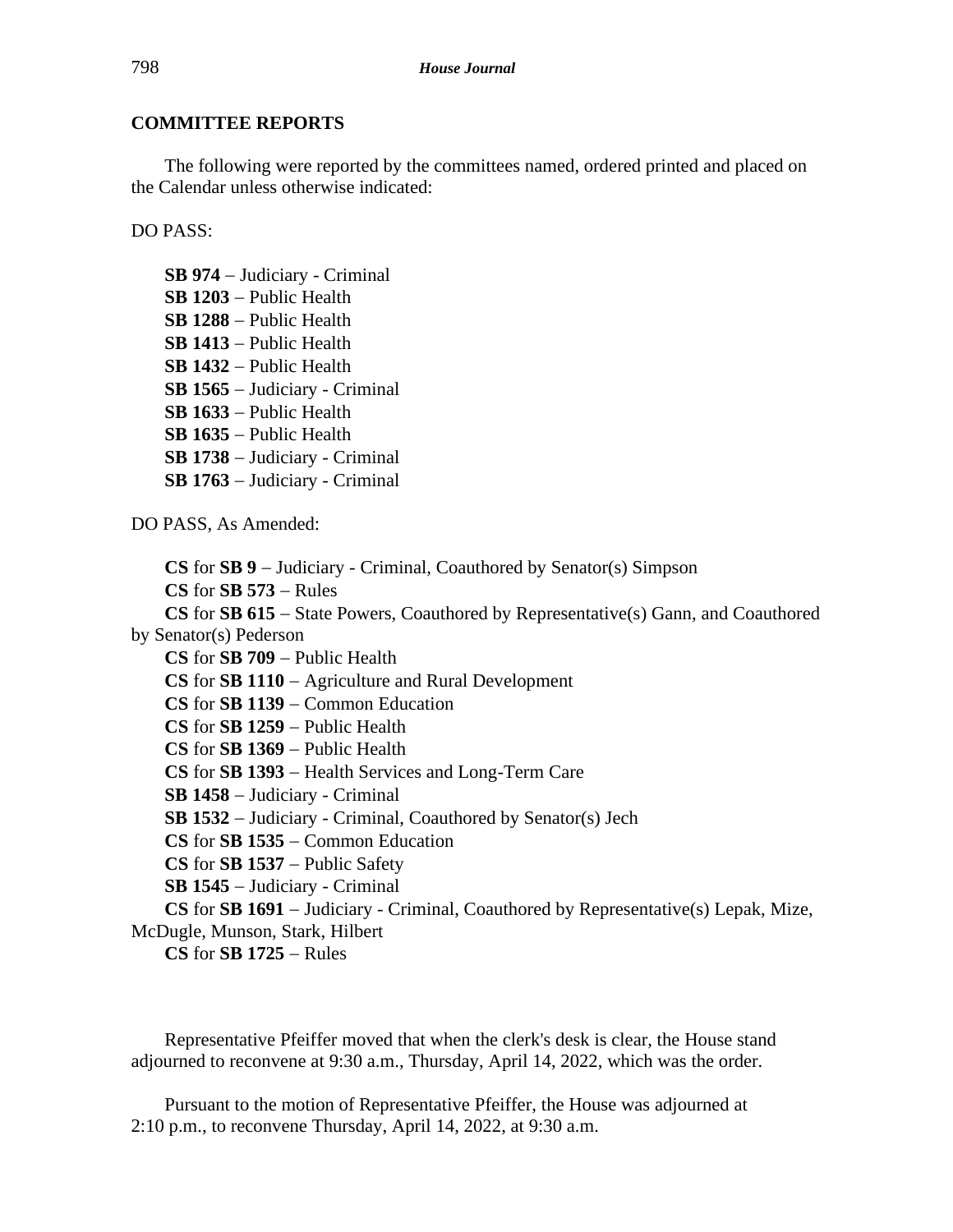**COMMITTEE REPORTS**

The following were reported by the committees named, ordered printed and placed on the Calendar unless otherwise indicated:

DO PASS:

**SB 974** – Judiciary - Criminal
**SB 1203** – Public Health
**SB 1288** – Public Health
**SB 1413** – Public Health
**SB 1432** – Public Health
**SB 1565** – Judiciary - Criminal
**SB 1633** – Public Health
**SB 1635** – Public Health
**SB 1738** – Judiciary - Criminal
**SB 1763** – Judiciary - Criminal

DO PASS, As Amended:

**CS** for **SB 9** – Judiciary - Criminal, Coauthored by Senator(s) Simpson
**CS** for **SB 573** – Rules
**CS** for **SB 615** – State Powers, Coauthored by Representative(s) Gann, and Coauthored by Senator(s) Pederson
**CS** for **SB 709** – Public Health
**CS** for **SB 1110** – Agriculture and Rural Development
**CS** for **SB 1139** – Common Education
**CS** for **SB 1259** – Public Health
**CS** for **SB 1369** – Public Health
**CS** for **SB 1393** – Health Services and Long-Term Care
**SB 1458** – Judiciary - Criminal
**SB 1532** – Judiciary - Criminal, Coauthored by Senator(s) Jech
**CS** for **SB 1535** – Common Education
**CS** for **SB 1537** – Public Safety
**SB 1545** – Judiciary - Criminal
**CS** for **SB 1691** – Judiciary - Criminal, Coauthored by Representative(s) Lepak, Mize, McDugle, Munson, Stark, Hilbert
**CS** for **SB 1725** – Rules

Representative Pfeiffer moved that when the clerk's desk is clear, the House stand adjourned to reconvene at 9:30 a.m., Thursday, April 14, 2022, which was the order.

Pursuant to the motion of Representative Pfeiffer, the House was adjourned at 2:10 p.m., to reconvene Thursday, April 14, 2022, at 9:30 a.m.